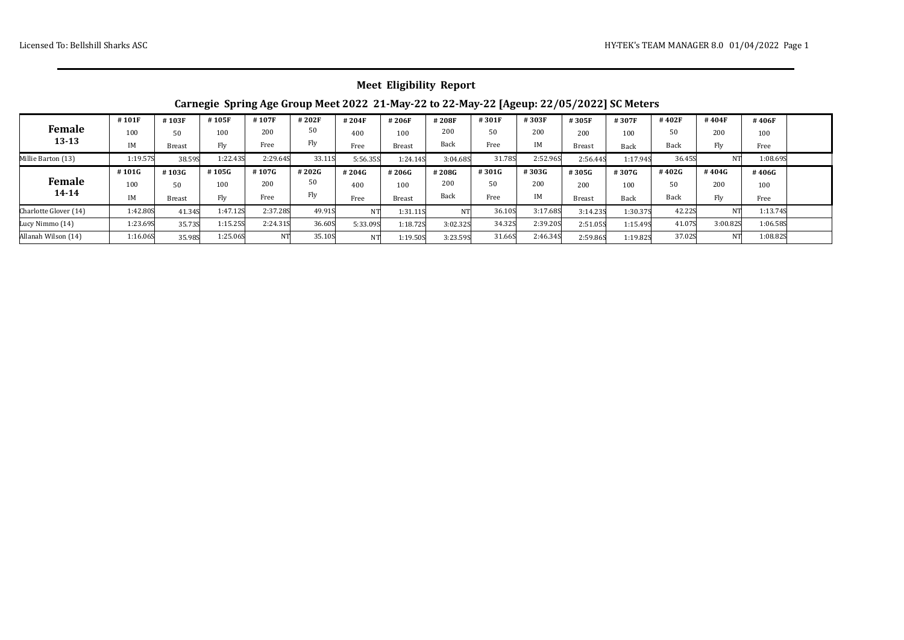## Meet Eligibility Report

### Carnegie Spring Age Group Meet 2022 21-May-22 to 22-May-22 [Ageup: 22/05/2022] SC Meters

| Female 13-13 | #101F 100 IM | #103F 50 Breast | #105F 100 Fly | #107F 200 Free | #202F 50 Fly | #204F 400 Free | #206F 100 Breast | #208F 200 Back | #301F 50 Free | #303F 200 IM | #305F 200 Breast | #307F 100 Back | #402F 50 Back | #404F 200 Fly | #406F 100 Free |
|---|---|---|---|---|---|---|---|---|---|---|---|---|---|---|---|
| Millie Barton (13) | 1:19.57S | 38.59S | 1:22.43S | 2:29.64S | 33.11S | 5:56.35S | 1:24.14S | 3:04.68S | 31.78S | 2:52.96S | 2:56.44S | 1:17.94S | 36.45S | NT | 1:08.69S |
| **Female 14-14** | **#101G 100 IM** | **#103G 50 Breast** | **#105G 100 Fly** | **#107G 200 Free** | **#202G 50 Fly** | **#204G 400 Free** | **#206G 100 Breast** | **#208G 200 Back** | **#301G 50 Free** | **#303G 200 IM** | **#305G 200 Breast** | **#307G 100 Back** | **#402G 50 Back** | **#404G 200 Fly** | **#406G 100 Free** |
| Charlotte Glover (14) | 1:42.80S | 41.34S | 1:47.12S | 2:37.28S | 49.91S | NT | 1:31.11S | NT | 36.10S | 3:17.68S | 3:14.23S | 1:30.37S | 42.22S | NT | 1:13.74S |
| Lucy Nimmo (14) | 1:23.69S | 35.73S | 1:15.25S | 2:24.31S | 36.60S | 5:33.09S | 1:18.72S | 3:02.32S | 34.32S | 2:39.20S | 2:51.05S | 1:15.49S | 41.07S | 3:00.82S | 1:06.58S |
| Allanah Wilson (14) | 1:16.06S | 35.98S | 1:25.06S | NT | 35.10S | NT | 1:19.50S | 3:23.59S | 31.66S | 2:46.34S | 2:59.86S | 1:19.82S | 37.02S | NT | 1:08.82S |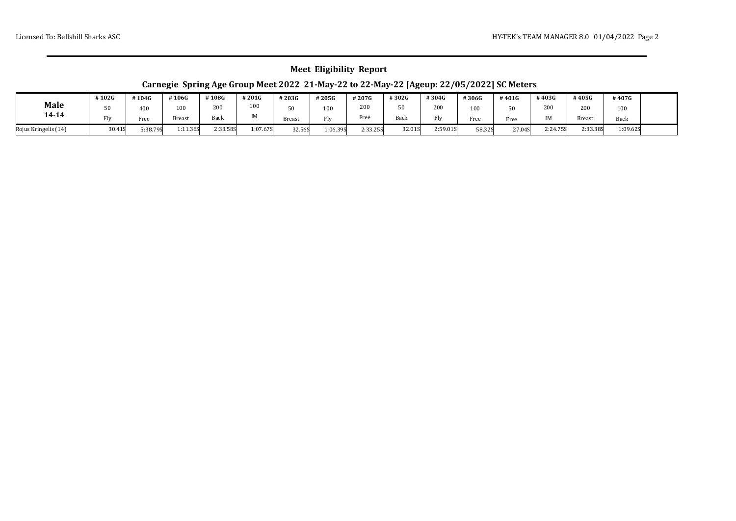## Meet Eligibility Report

### Carnegie Spring Age Group Meet 2022 21-May-22 to 22-May-22 [Ageup: 22/05/2022] SC Meters

| Male 14-14 | #102G 50 Fly | #104G 400 Free | #106G 100 Breast | #108G 200 Back | #201G 100 IM | #203G 50 Breast | #205G 100 Fly | #207G 200 Free | #302G 50 Back | #304G 200 Fly | #306G 100 Free | #401G 50 Free | #403G 200 IM | #405G 200 Breast | #407G 100 Back | |
|---|---|---|---|---|---|---|---|---|---|---|---|---|---|---|---|---|
| Rojus Kringelis (14) | 30.41S | 5:38.79S | 1:11.36S | 2:33.58S | 1:07.67S | 32.56S | 1:06.39S | 2:33.25S | 32.01S | 2:59.01S | 58.32S | 27.04S | 2:24.75S | 2:33.38S | 1:09.62S | |